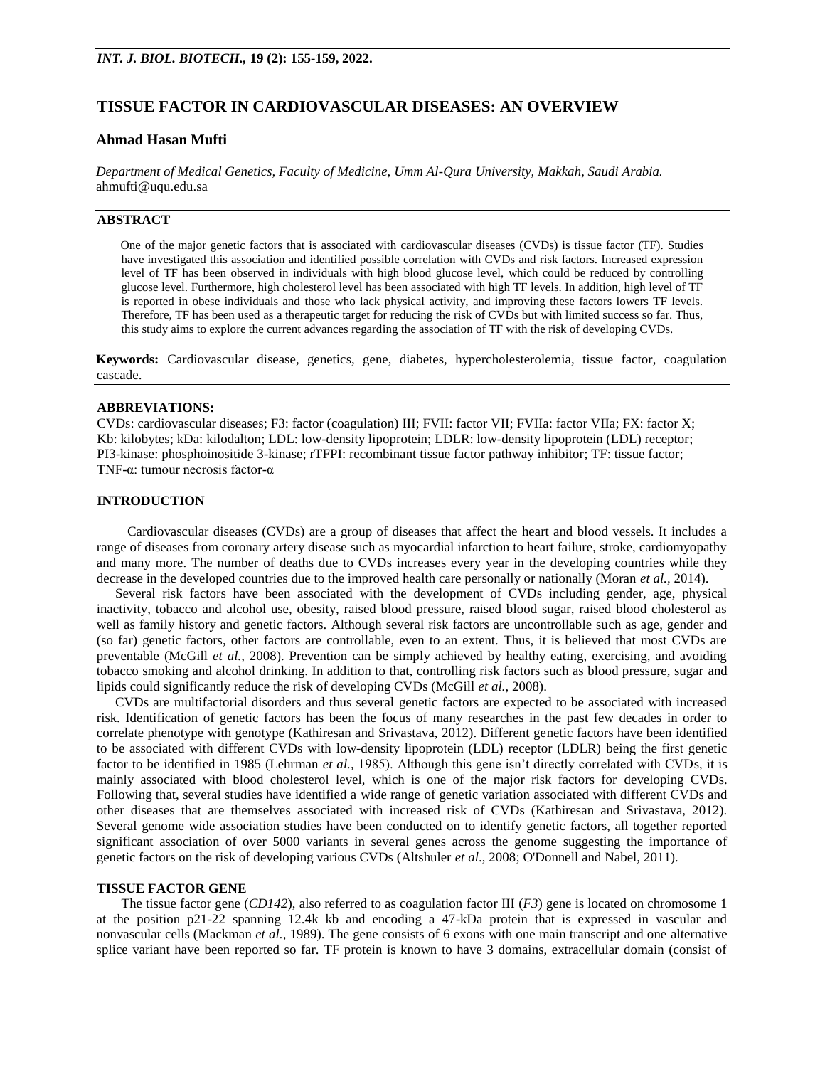# TISSUE FACTOR IN CARDIOVASCULAR DISEASES: AN OVERVIEW

**Ahmad Hasan Mufti**

*Department of Medical Genetics, Faculty of Medicine, Umm Al-Qura University, Makkah, Saudi Arabia.*
ahmufti@uqu.edu.sa

## ABSTRACT

One of the major genetic factors that is associated with cardiovascular diseases (CVDs) is tissue factor (TF). Studies have investigated this association and identified possible correlation with CVDs and risk factors. Increased expression level of TF has been observed in individuals with high blood glucose level, which could be reduced by controlling glucose level. Furthermore, high cholesterol level has been associated with high TF levels. In addition, high level of TF is reported in obese individuals and those who lack physical activity, and improving these factors lowers TF levels. Therefore, TF has been used as a therapeutic target for reducing the risk of CVDs but with limited success so far. Thus, this study aims to explore the current advances regarding the association of TF with the risk of developing CVDs.

**Keywords:** Cardiovascular disease, genetics, gene, diabetes, hypercholesterolemia, tissue factor, coagulation cascade.

## ABBREVIATIONS:

CVDs: cardiovascular diseases; F3: factor (coagulation) III; FVII: factor VII; FVIIa: factor VIIa; FX: factor X; Kb: kilobytes; kDa: kilodalton; LDL: low-density lipoprotein; LDLR: low-density lipoprotein (LDL) receptor; PI3-kinase: phosphoinositide 3-kinase; rTFPI: recombinant tissue factor pathway inhibitor; TF: tissue factor; TNF-α: tumour necrosis factor-α

## INTRODUCTION

Cardiovascular diseases (CVDs) are a group of diseases that affect the heart and blood vessels. It includes a range of diseases from coronary artery disease such as myocardial infarction to heart failure, stroke, cardiomyopathy and many more. The number of deaths due to CVDs increases every year in the developing countries while they decrease in the developed countries due to the improved health care personally or nationally (Moran *et al.,* 2014).

Several risk factors have been associated with the development of CVDs including gender, age, physical inactivity, tobacco and alcohol use, obesity, raised blood pressure, raised blood sugar, raised blood cholesterol as well as family history and genetic factors. Although several risk factors are uncontrollable such as age, gender and (so far) genetic factors, other factors are controllable, even to an extent. Thus, it is believed that most CVDs are preventable (McGill *et al.,* 2008). Prevention can be simply achieved by healthy eating, exercising, and avoiding tobacco smoking and alcohol drinking. In addition to that, controlling risk factors such as blood pressure, sugar and lipids could significantly reduce the risk of developing CVDs (McGill *et al.,* 2008).

CVDs are multifactorial disorders and thus several genetic factors are expected to be associated with increased risk. Identification of genetic factors has been the focus of many researches in the past few decades in order to correlate phenotype with genotype (Kathiresan and Srivastava, 2012). Different genetic factors have been identified to be associated with different CVDs with low-density lipoprotein (LDL) receptor (LDLR) being the first genetic factor to be identified in 1985 (Lehrman *et al.,* 1985). Although this gene isn't directly correlated with CVDs, it is mainly associated with blood cholesterol level, which is one of the major risk factors for developing CVDs. Following that, several studies have identified a wide range of genetic variation associated with different CVDs and other diseases that are themselves associated with increased risk of CVDs (Kathiresan and Srivastava, 2012). Several genome wide association studies have been conducted on to identify genetic factors, all together reported significant association of over 5000 variants in several genes across the genome suggesting the importance of genetic factors on the risk of developing various CVDs (Altshuler *et al*., 2008; O'Donnell and Nabel, 2011).

## TISSUE FACTOR GENE

The tissue factor gene (*CD142*), also referred to as coagulation factor III (*F3*) gene is located on chromosome 1 at the position p21-22 spanning 12.4k kb and encoding a 47-kDa protein that is expressed in vascular and nonvascular cells (Mackman *et al.,* 1989). The gene consists of 6 exons with one main transcript and one alternative splice variant have been reported so far. TF protein is known to have 3 domains, extracellular domain (consist of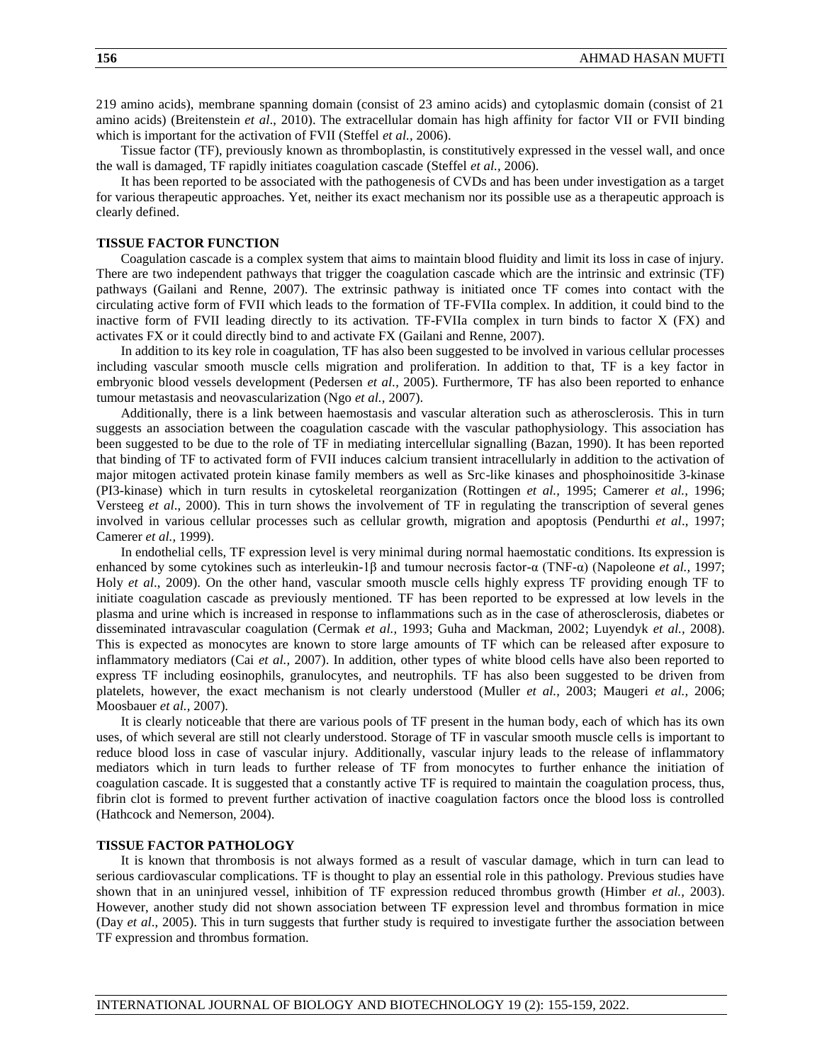219 amino acids), membrane spanning domain (consist of 23 amino acids) and cytoplasmic domain (consist of 21 amino acids) (Breitenstein *et al*., 2010). The extracellular domain has high affinity for factor VII or FVII binding which is important for the activation of FVII (Steffel *et al.,* 2006).

Tissue factor (TF), previously known as thromboplastin, is constitutively expressed in the vessel wall, and once the wall is damaged, TF rapidly initiates coagulation cascade (Steffel *et al.,* 2006).

It has been reported to be associated with the pathogenesis of CVDs and has been under investigation as a target for various therapeutic approaches. Yet, neither its exact mechanism nor its possible use as a therapeutic approach is clearly defined.

## TISSUE FACTOR FUNCTION

Coagulation cascade is a complex system that aims to maintain blood fluidity and limit its loss in case of injury. There are two independent pathways that trigger the coagulation cascade which are the intrinsic and extrinsic (TF) pathways (Gailani and Renne, 2007). The extrinsic pathway is initiated once TF comes into contact with the circulating active form of FVII which leads to the formation of TF-FVIIa complex. In addition, it could bind to the inactive form of FVII leading directly to its activation. TF-FVIIa complex in turn binds to factor X (FX) and activates FX or it could directly bind to and activate FX (Gailani and Renne, 2007).

In addition to its key role in coagulation, TF has also been suggested to be involved in various cellular processes including vascular smooth muscle cells migration and proliferation. In addition to that, TF is a key factor in embryonic blood vessels development (Pedersen *et al.,* 2005). Furthermore, TF has also been reported to enhance tumour metastasis and neovascularization (Ngo *et al.,* 2007).

Additionally, there is a link between haemostasis and vascular alteration such as atherosclerosis. This in turn suggests an association between the coagulation cascade with the vascular pathophysiology. This association has been suggested to be due to the role of TF in mediating intercellular signalling (Bazan, 1990). It has been reported that binding of TF to activated form of FVII induces calcium transient intracellularly in addition to the activation of major mitogen activated protein kinase family members as well as Src-like kinases and phosphoinositide 3-kinase (PI3-kinase) which in turn results in cytoskeletal reorganization (Rottingen *et al.,* 1995; Camerer *et al.,* 1996; Versteeg *et al*., 2000). This in turn shows the involvement of TF in regulating the transcription of several genes involved in various cellular processes such as cellular growth, migration and apoptosis (Pendurthi *et al*., 1997; Camerer *et al.,* 1999).

In endothelial cells, TF expression level is very minimal during normal haemostatic conditions. Its expression is enhanced by some cytokines such as interleukin-1β and tumour necrosis factor-α (TNF-α) (Napoleone *et al.,* 1997; Holy *et al*., 2009). On the other hand, vascular smooth muscle cells highly express TF providing enough TF to initiate coagulation cascade as previously mentioned. TF has been reported to be expressed at low levels in the plasma and urine which is increased in response to inflammations such as in the case of atherosclerosis, diabetes or disseminated intravascular coagulation (Cermak *et al.,* 1993; Guha and Mackman, 2002; Luyendyk *et al.,* 2008). This is expected as monocytes are known to store large amounts of TF which can be released after exposure to inflammatory mediators (Cai *et al.,* 2007). In addition, other types of white blood cells have also been reported to express TF including eosinophils, granulocytes, and neutrophils. TF has also been suggested to be driven from platelets, however, the exact mechanism is not clearly understood (Muller *et al.,* 2003; Maugeri *et al.,* 2006; Moosbauer *et al.,* 2007).

It is clearly noticeable that there are various pools of TF present in the human body, each of which has its own uses, of which several are still not clearly understood. Storage of TF in vascular smooth muscle cells is important to reduce blood loss in case of vascular injury. Additionally, vascular injury leads to the release of inflammatory mediators which in turn leads to further release of TF from monocytes to further enhance the initiation of coagulation cascade. It is suggested that a constantly active TF is required to maintain the coagulation process, thus, fibrin clot is formed to prevent further activation of inactive coagulation factors once the blood loss is controlled (Hathcock and Nemerson, 2004).

## TISSUE FACTOR PATHOLOGY

It is known that thrombosis is not always formed as a result of vascular damage, which in turn can lead to serious cardiovascular complications. TF is thought to play an essential role in this pathology. Previous studies have shown that in an uninjured vessel, inhibition of TF expression reduced thrombus growth (Himber *et al.,* 2003). However, another study did not shown association between TF expression level and thrombus formation in mice (Day *et al*., 2005). This in turn suggests that further study is required to investigate further the association between TF expression and thrombus formation.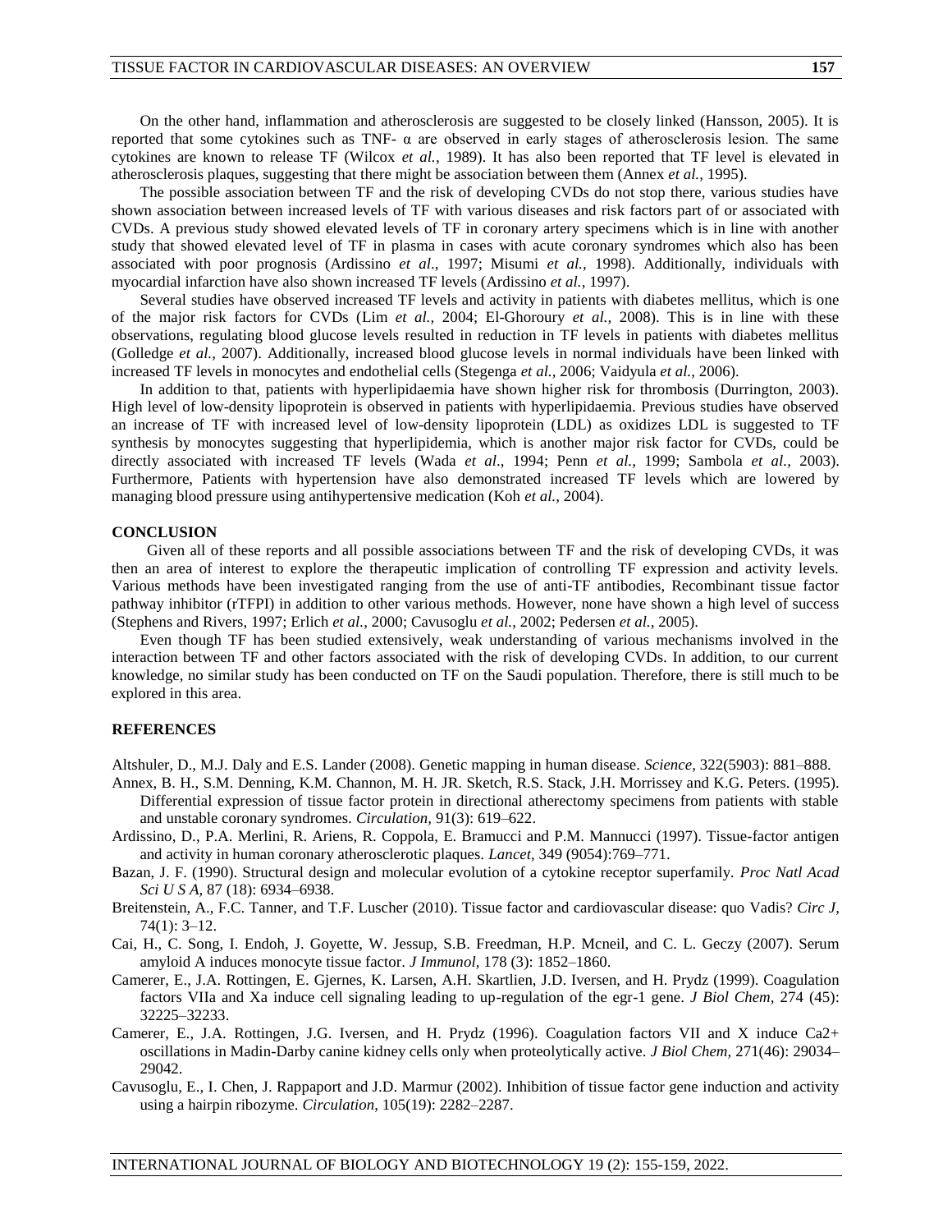On the other hand, inflammation and atherosclerosis are suggested to be closely linked (Hansson, 2005). It is reported that some cytokines such as TNF- α are observed in early stages of atherosclerosis lesion. The same cytokines are known to release TF (Wilcox *et al.,* 1989). It has also been reported that TF level is elevated in atherosclerosis plaques, suggesting that there might be association between them (Annex *et al.,* 1995).

The possible association between TF and the risk of developing CVDs do not stop there, various studies have shown association between increased levels of TF with various diseases and risk factors part of or associated with CVDs. A previous study showed elevated levels of TF in coronary artery specimens which is in line with another study that showed elevated level of TF in plasma in cases with acute coronary syndromes which also has been associated with poor prognosis (Ardissino *et al*., 1997; Misumi *et al.,* 1998). Additionally, individuals with myocardial infarction have also shown increased TF levels (Ardissino *et al.,* 1997).

Several studies have observed increased TF levels and activity in patients with diabetes mellitus, which is one of the major risk factors for CVDs (Lim *et al.,* 2004; El-Ghoroury *et al.,* 2008). This is in line with these observations, regulating blood glucose levels resulted in reduction in TF levels in patients with diabetes mellitus (Golledge *et al.,* 2007). Additionally, increased blood glucose levels in normal individuals have been linked with increased TF levels in monocytes and endothelial cells (Stegenga *et al.,* 2006; Vaidyula *et al.,* 2006).

In addition to that, patients with hyperlipidaemia have shown higher risk for thrombosis (Durrington, 2003). High level of low-density lipoprotein is observed in patients with hyperlipidaemia. Previous studies have observed an increase of TF with increased level of low-density lipoprotein (LDL) as oxidizes LDL is suggested to TF synthesis by monocytes suggesting that hyperlipidemia, which is another major risk factor for CVDs, could be directly associated with increased TF levels (Wada *et al*., 1994; Penn *et al.,* 1999; Sambola *et al.,* 2003). Furthermore, Patients with hypertension have also demonstrated increased TF levels which are lowered by managing blood pressure using antihypertensive medication (Koh *et al.,* 2004).

## CONCLUSION

Given all of these reports and all possible associations between TF and the risk of developing CVDs, it was then an area of interest to explore the therapeutic implication of controlling TF expression and activity levels. Various methods have been investigated ranging from the use of anti-TF antibodies, Recombinant tissue factor pathway inhibitor (rTFPI) in addition to other various methods. However, none have shown a high level of success (Stephens and Rivers, 1997; Erlich *et al.,* 2000; Cavusoglu *et al.,* 2002; Pedersen *et al.,* 2005).

Even though TF has been studied extensively, weak understanding of various mechanisms involved in the interaction between TF and other factors associated with the risk of developing CVDs. In addition, to our current knowledge, no similar study has been conducted on TF on the Saudi population. Therefore, there is still much to be explored in this area.

## REFERENCES

Altshuler, D., M.J. Daly and E.S. Lander (2008). Genetic mapping in human disease. *Science,* 322(5903): 881–888.

Annex, B. H., S.M. Denning, K.M. Channon, M. H. JR. Sketch, R.S. Stack, J.H. Morrissey and K.G. Peters. (1995). Differential expression of tissue factor protein in directional atherectomy specimens from patients with stable and unstable coronary syndromes. *Circulation,* 91(3): 619–622.

Ardissino, D., P.A. Merlini, R. Ariens, R. Coppola, E. Bramucci and P.M. Mannucci (1997). Tissue-factor antigen and activity in human coronary atherosclerotic plaques. *Lancet,* 349 (9054):769–771.

Bazan, J. F. (1990). Structural design and molecular evolution of a cytokine receptor superfamily. *Proc Natl Acad Sci U S A,* 87 (18): 6934–6938.

Breitenstein, A., F.C. Tanner, and T.F. Luscher (2010). Tissue factor and cardiovascular disease: quo Vadis? *Circ J,* 74(1): 3–12.

Cai, H., C. Song, I. Endoh, J. Goyette, W. Jessup, S.B. Freedman, H.P. Mcneil, and C. L. Geczy (2007). Serum amyloid A induces monocyte tissue factor. *J Immunol,* 178 (3): 1852–1860.

Camerer, E., J.A. Rottingen, E. Gjernes, K. Larsen, A.H. Skartlien, J.D. Iversen, and H. Prydz (1999). Coagulation factors VIIa and Xa induce cell signaling leading to up-regulation of the egr-1 gene. *J Biol Chem,* 274 (45): 32225–32233.

Camerer, E., J.A. Rottingen, J.G. Iversen, and H. Prydz (1996). Coagulation factors VII and X induce $Ca^{2+}$ oscillations in Madin-Darby canine kidney cells only when proteolytically active. *J Biol Chem,* 271(46): 29034–29042.

Cavusoglu, E., I. Chen, J. Rappaport and J.D. Marmur (2002). Inhibition of tissue factor gene induction and activity using a hairpin ribozyme. *Circulation*, 105(19): 2282–2287.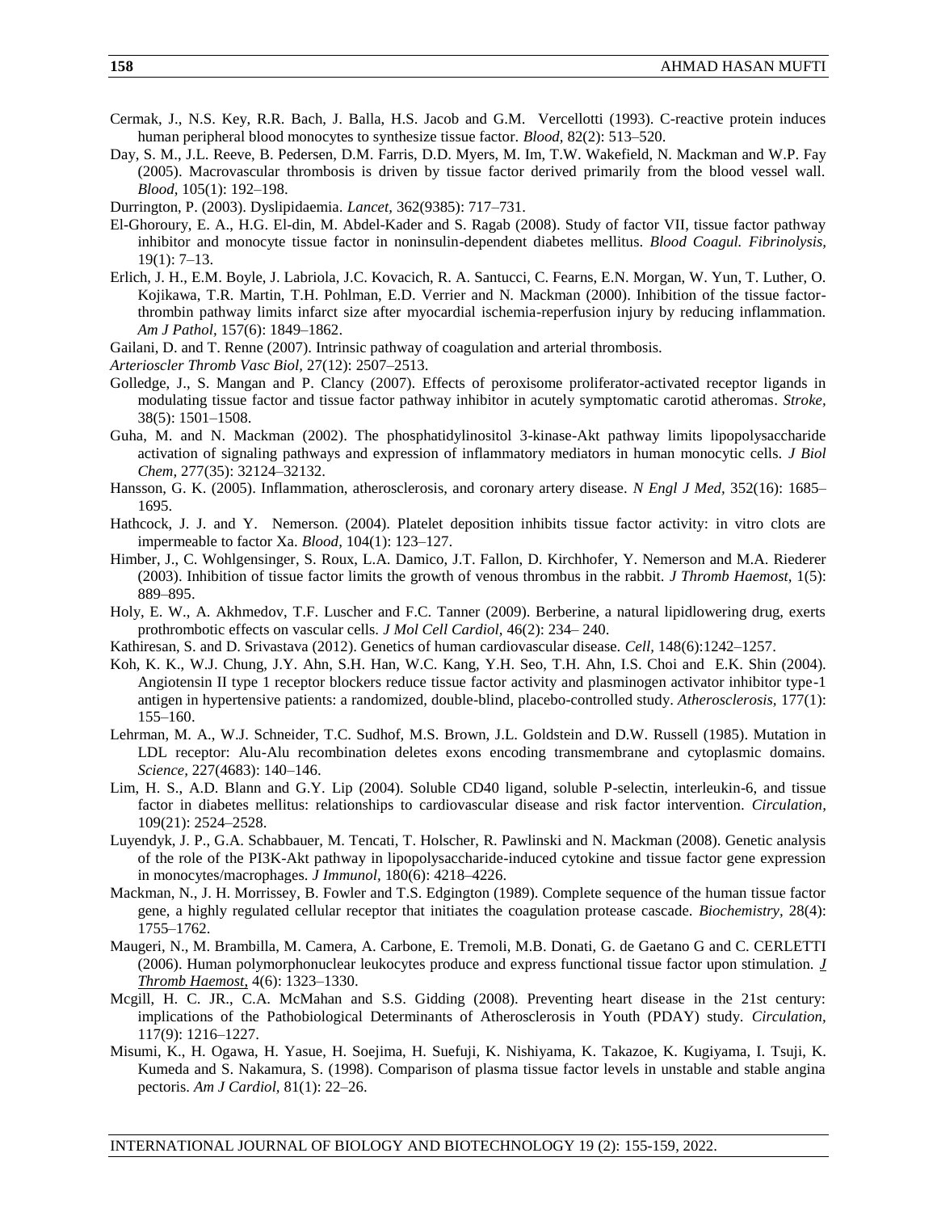Cermak, J., N.S. Key, R.R. Bach, J. Balla, H.S. Jacob and G.M. Vercellotti (1993). C-reactive protein induces human peripheral blood monocytes to synthesize tissue factor. *Blood,* 82(2): 513–520.

Day, S. M., J.L. Reeve, B. Pedersen, D.M. Farris, D.D. Myers, M. Im, T.W. Wakefield, N. Mackman and W.P. Fay (2005). Macrovascular thrombosis is driven by tissue factor derived primarily from the blood vessel wall. *Blood,* 105(1): 192–198.

Durrington, P. (2003). Dyslipidaemia. *Lancet,* 362(9385): 717–731.

El-Ghoroury, E. A., H.G. El-din, M. Abdel-Kader and S. Ragab (2008). Study of factor VII, tissue factor pathway inhibitor and monocyte tissue factor in noninsulin-dependent diabetes mellitus. *Blood Coagul. Fibrinolysis,* 19(1): 7–13.

Erlich, J. H., E.M. Boyle, J. Labriola, J.C. Kovacich, R. A. Santucci, C. Fearns, E.N. Morgan, W. Yun, T. Luther, O. Kojikawa, T.R. Martin, T.H. Pohlman, E.D. Verrier and N. Mackman (2000). Inhibition of the tissue factor-thrombin pathway limits infarct size after myocardial ischemia-reperfusion injury by reducing inflammation. *Am J Pathol,* 157(6): 1849–1862.

Gailani, D. and T. Renne (2007). Intrinsic pathway of coagulation and arterial thrombosis.

*Arterioscler Thromb Vasc Biol,* 27(12): 2507–2513.

Golledge, J., S. Mangan and P. Clancy (2007). Effects of peroxisome proliferator-activated receptor ligands in modulating tissue factor and tissue factor pathway inhibitor in acutely symptomatic carotid atheromas. *Stroke,* 38(5): 1501–1508.

Guha, M. and N. Mackman (2002). The phosphatidylinositol 3-kinase-Akt pathway limits lipopolysaccharide activation of signaling pathways and expression of inflammatory mediators in human monocytic cells. *J Biol Chem,* 277(35): 32124–32132.

Hansson, G. K. (2005). Inflammation, atherosclerosis, and coronary artery disease. *N Engl J Med,* 352(16): 1685–1695.

Hathcock, J. J. and Y. Nemerson. (2004). Platelet deposition inhibits tissue factor activity: in vitro clots are impermeable to factor Xa. *Blood,* 104(1): 123–127.

Himber, J., C. Wohlgensinger, S. Roux, L.A. Damico, J.T. Fallon, D. Kirchhofer, Y. Nemerson and M.A. Riederer (2003). Inhibition of tissue factor limits the growth of venous thrombus in the rabbit. *J Thromb Haemost,* 1(5): 889–895.

Holy, E. W., A. Akhmedov, T.F. Luscher and F.C. Tanner (2009). Berberine, a natural lipidlowering drug, exerts prothrombotic effects on vascular cells. *J Mol Cell Cardiol,* 46(2): 234– 240.

Kathiresan, S. and D. Srivastava (2012). Genetics of human cardiovascular disease. *Cell,* 148(6):1242–1257.

Koh, K. K., W.J. Chung, J.Y. Ahn, S.H. Han, W.C. Kang, Y.H. Seo, T.H. Ahn, I.S. Choi and E.K. Shin (2004). Angiotensin II type 1 receptor blockers reduce tissue factor activity and plasminogen activator inhibitor type-1 antigen in hypertensive patients: a randomized, double-blind, placebo-controlled study. *Atherosclerosis,* 177(1): 155–160.

Lehrman, M. A., W.J. Schneider, T.C. Sudhof, M.S. Brown, J.L. Goldstein and D.W. Russell (1985). Mutation in LDL receptor: Alu-Alu recombination deletes exons encoding transmembrane and cytoplasmic domains. *Science,* 227(4683): 140–146.

Lim, H. S., A.D. Blann and G.Y. Lip (2004). Soluble CD40 ligand, soluble P-selectin, interleukin-6, and tissue factor in diabetes mellitus: relationships to cardiovascular disease and risk factor intervention. *Circulation,* 109(21): 2524–2528.

Luyendyk, J. P., G.A. Schabbauer, M. Tencati, T. Holscher, R. Pawlinski and N. Mackman (2008). Genetic analysis of the role of the PI3K-Akt pathway in lipopolysaccharide-induced cytokine and tissue factor gene expression in monocytes/macrophages. *J Immunol,* 180(6): 4218–4226.

Mackman, N., J. H. Morrissey, B. Fowler and T.S. Edgington (1989). Complete sequence of the human tissue factor gene, a highly regulated cellular receptor that initiates the coagulation protease cascade. *Biochemistry,* 28(4): 1755–1762.

Maugeri, N., M. Brambilla, M. Camera, A. Carbone, E. Tremoli, M.B. Donati, G. de Gaetano G and C. CERLETTI (2006). Human polymorphonuclear leukocytes produce and express functional tissue factor upon stimulation. *J Thromb Haemost,* 4(6): 1323–1330.

Mcgill, H. C. JR., C.A. McMahan and S.S. Gidding (2008). Preventing heart disease in the 21st century: implications of the Pathobiological Determinants of Atherosclerosis in Youth (PDAY) study. *Circulation,* 117(9): 1216–1227.

Misumi, K., H. Ogawa, H. Yasue, H. Soejima, H. Suefuji, K. Nishiyama, K. Takazoe, K. Kugiyama, I. Tsuji, K. Kumeda and S. Nakamura, S. (1998). Comparison of plasma tissue factor levels in unstable and stable angina pectoris. *Am J Cardiol,* 81(1): 22–26.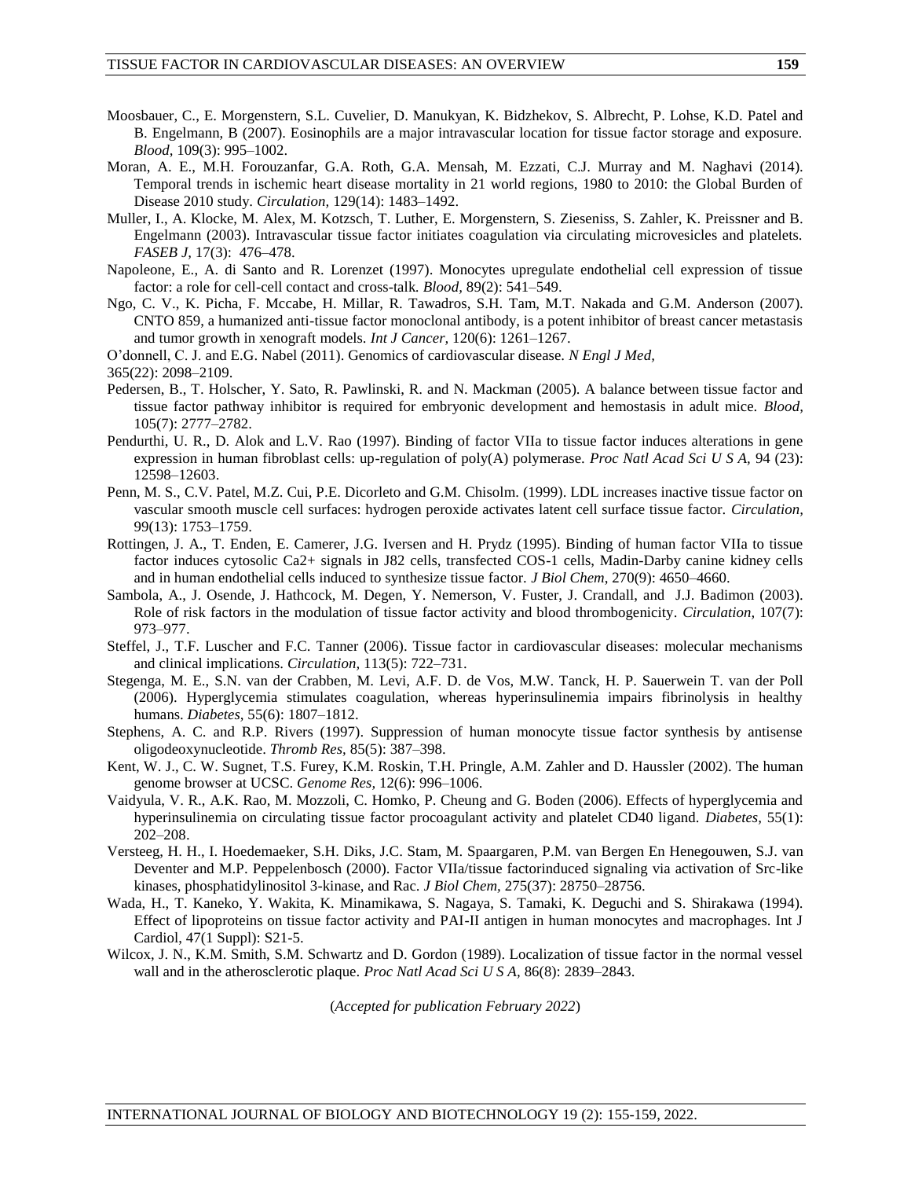Moosbauer, C., E. Morgenstern, S.L. Cuvelier, D. Manukyan, K. Bidzhekov, S. Albrecht, P. Lohse, K.D. Patel and B. Engelmann, B (2007). Eosinophils are a major intravascular location for tissue factor storage and exposure. *Blood,* 109(3): 995–1002.

Moran, A. E., M.H. Forouzanfar, G.A. Roth, G.A. Mensah, M. Ezzati, C.J. Murray and M. Naghavi (2014). Temporal trends in ischemic heart disease mortality in 21 world regions, 1980 to 2010: the Global Burden of Disease 2010 study. *Circulation,* 129(14): 1483–1492.

Muller, I., A. Klocke, M. Alex, M. Kotzsch, T. Luther, E. Morgenstern, S. Zieseniss, S. Zahler, K. Preissner and B. Engelmann (2003). Intravascular tissue factor initiates coagulation via circulating microvesicles and platelets. *FASEB J,* 17(3): 476–478.

Napoleone, E., A. di Santo and R. Lorenzet (1997). Monocytes upregulate endothelial cell expression of tissue factor: a role for cell-cell contact and cross-talk*. Blood,* 89(2): 541–549.

Ngo, C. V., K. Picha, F. Mccabe, H. Millar, R. Tawadros, S.H. Tam, M.T. Nakada and G.M. Anderson (2007). CNTO 859, a humanized anti-tissue factor monoclonal antibody, is a potent inhibitor of breast cancer metastasis and tumor growth in xenograft models. *Int J Cancer,* 120(6): 1261–1267.

O'donnell, C. J. and E.G. Nabel (2011). Genomics of cardiovascular disease. *N Engl J Med,*
365(22): 2098–2109.

Pedersen, B., T. Holscher, Y. Sato, R. Pawlinski, R. and N. Mackman (2005). A balance between tissue factor and tissue factor pathway inhibitor is required for embryonic development and hemostasis in adult mice. *Blood,* 105(7): 2777–2782.

Pendurthi, U. R., D. Alok and L.V. Rao (1997). Binding of factor VIIa to tissue factor induces alterations in gene expression in human fibroblast cells: up-regulation of poly(A) polymerase. *Proc Natl Acad Sci U S A,* 94 (23): 12598–12603.

Penn, M. S., C.V. Patel, M.Z. Cui, P.E. Dicorleto and G.M. Chisolm. (1999). LDL increases inactive tissue factor on vascular smooth muscle cell surfaces: hydrogen peroxide activates latent cell surface tissue factor. *Circulation,* 99(13): 1753–1759.

Rottingen, J. A., T. Enden, E. Camerer, J.G. Iversen and H. Prydz (1995). Binding of human factor VIIa to tissue factor induces cytosolic Ca2+ signals in J82 cells, transfected COS-1 cells, Madin-Darby canine kidney cells and in human endothelial cells induced to synthesize tissue factor. *J Biol Chem,* 270(9): 4650–4660.

Sambola, A., J. Osende, J. Hathcock, M. Degen, Y. Nemerson, V. Fuster, J. Crandall, and J.J. Badimon (2003). Role of risk factors in the modulation of tissue factor activity and blood thrombogenicity. *Circulation,* 107(7): 973–977.

Steffel, J., T.F. Luscher and F.C. Tanner (2006). Tissue factor in cardiovascular diseases: molecular mechanisms and clinical implications. *Circulation,* 113(5): 722–731.

Stegenga, M. E., S.N. van der Crabben, M. Levi, A.F. D. de Vos, M.W. Tanck, H. P. Sauerwein T. van der Poll (2006). Hyperglycemia stimulates coagulation, whereas hyperinsulinemia impairs fibrinolysis in healthy humans. *Diabetes,* 55(6): 1807–1812.

Stephens, A. C. and R.P. Rivers (1997). Suppression of human monocyte tissue factor synthesis by antisense oligodeoxynucleotide. *Thromb Res,* 85(5): 387–398.

Kent, W. J., C. W. Sugnet, T.S. Furey, K.M. Roskin, T.H. Pringle, A.M. Zahler and D. Haussler (2002). The human genome browser at UCSC. *Genome Res,* 12(6): 996–1006.

Vaidyula, V. R., A.K. Rao, M. Mozzoli, C. Homko, P. Cheung and G. Boden (2006). Effects of hyperglycemia and hyperinsulinemia on circulating tissue factor procoagulant activity and platelet CD40 ligand. *Diabetes,* 55(1): 202–208.

Versteeg, H. H., I. Hoedemaeker, S.H. Diks, J.C. Stam, M. Spaargaren, P.M. van Bergen En Henegouwen, S.J. van Deventer and M.P. Peppelenbosch (2000). Factor VIIa/tissue factorinduced signaling via activation of Src-like kinases, phosphatidylinositol 3-kinase, and Rac. *J Biol Chem,* 275(37): 28750–28756.

Wada, H., T. Kaneko, Y. Wakita, K. Minamikawa, S. Nagaya, S. Tamaki, K. Deguchi and S. Shirakawa (1994). Effect of lipoproteins on tissue factor activity and PAI-II antigen in human monocytes and macrophages. Int J Cardiol, 47(1 Suppl): S21-5.

Wilcox, J. N., K.M. Smith, S.M. Schwartz and D. Gordon (1989). Localization of tissue factor in the normal vessel wall and in the atherosclerotic plaque. *Proc Natl Acad Sci U S A,* 86(8): 2839–2843.

(*Accepted for publication February 2022*)